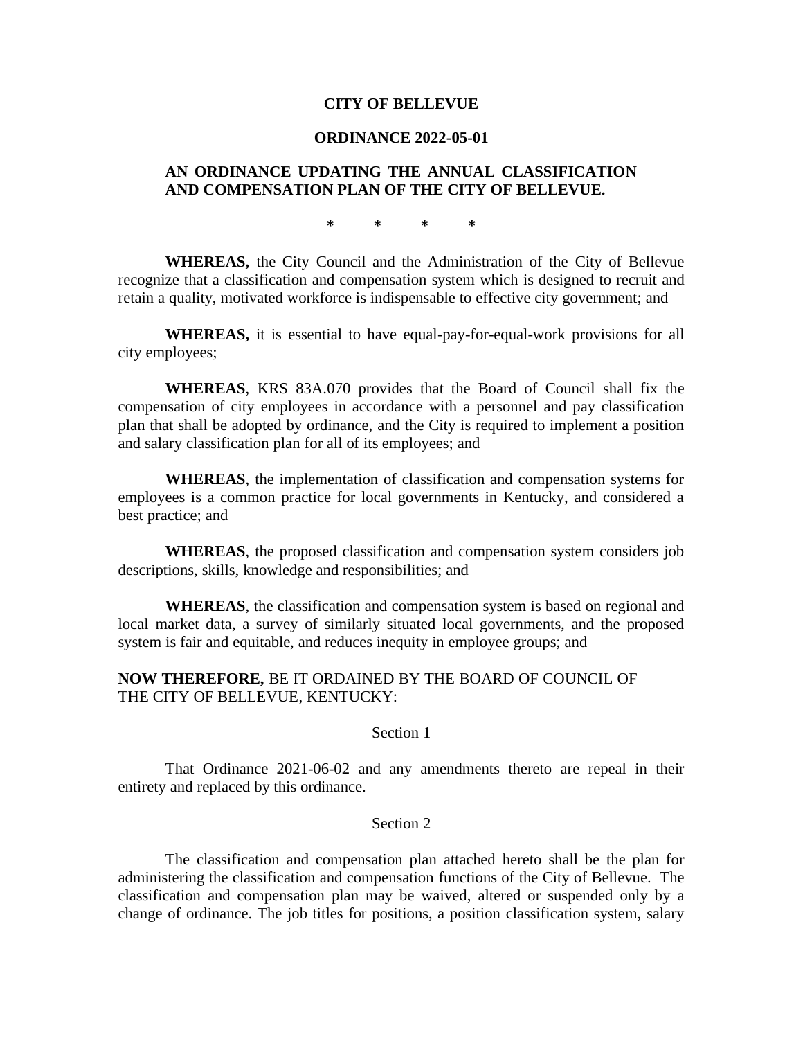# CITY OF BELLEVUE

## ORDINANCE 2022-05-01

### AN ORDINANCE UPDATING THE ANNUAL CLASSIFICATION AND COMPENSATION PLAN OF THE CITY OF BELLEVUE.

\* \* \* \*

**WHEREAS,** the City Council and the Administration of the City of Bellevue recognize that a classification and compensation system which is designed to recruit and retain a quality, motivated workforce is indispensable to effective city government; and

**WHEREAS,** it is essential to have equal-pay-for-equal-work provisions for all city employees;

**WHEREAS**, KRS 83A.070 provides that the Board of Council shall fix the compensation of city employees in accordance with a personnel and pay classification plan that shall be adopted by ordinance, and the City is required to implement a position and salary classification plan for all of its employees; and

**WHEREAS**, the implementation of classification and compensation systems for employees is a common practice for local governments in Kentucky, and considered a best practice; and

**WHEREAS**, the proposed classification and compensation system considers job descriptions, skills, knowledge and responsibilities; and

**WHEREAS**, the classification and compensation system is based on regional and local market data, a survey of similarly situated local governments, and the proposed system is fair and equitable, and reduces inequity in employee groups; and

**NOW THEREFORE,** BE IT ORDAINED BY THE BOARD OF COUNCIL OF THE CITY OF BELLEVUE, KENTUCKY:

<u>Section 1</u>

That Ordinance 2021-06-02 and any amendments thereto are repeal in their entirety and replaced by this ordinance.

<u>Section 2</u>

The classification and compensation plan attached hereto shall be the plan for administering the classification and compensation functions of the City of Bellevue. The classification and compensation plan may be waived, altered or suspended only by a change of ordinance. The job titles for positions, a position classification system, salary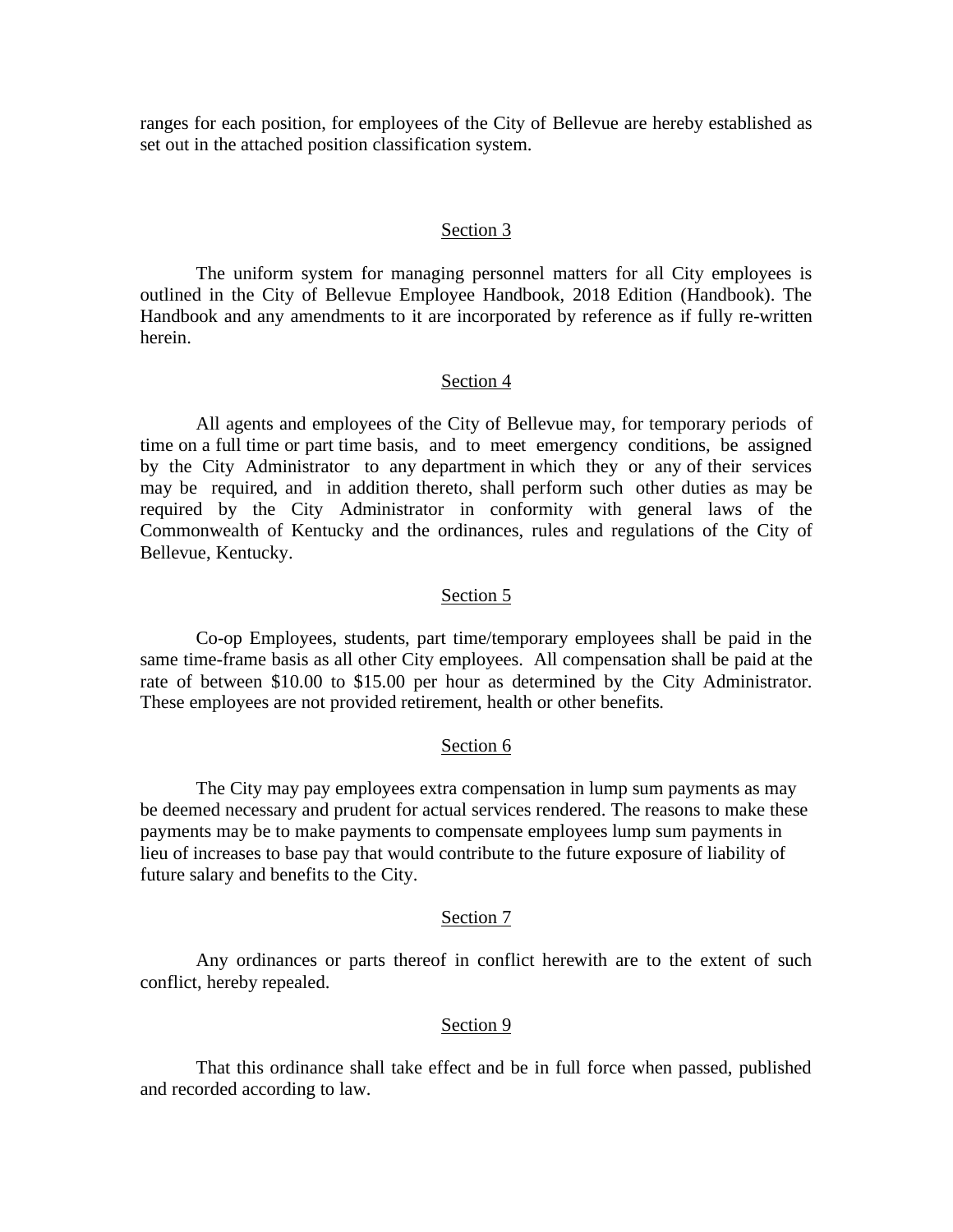ranges for each position, for employees of the City of Bellevue are hereby established as set out in the attached position classification system.

Section 3

The uniform system for managing personnel matters for all City employees is outlined in the City of Bellevue Employee Handbook, 2018 Edition (Handbook). The Handbook and any amendments to it are incorporated by reference as if fully re-written herein.

Section 4

All agents and employees of the City of Bellevue may, for temporary periods of time on a full time or part time basis, and to meet emergency conditions, be assigned by the City Administrator to any department in which they or any of their services may be required, and in addition thereto, shall perform such other duties as may be required by the City Administrator in conformity with general laws of the Commonwealth of Kentucky and the ordinances, rules and regulations of the City of Bellevue, Kentucky.

Section 5

Co-op Employees, students, part time/temporary employees shall be paid in the same time-frame basis as all other City employees. All compensation shall be paid at the rate of between $10.00 to $15.00 per hour as determined by the City Administrator. These employees are not provided retirement, health or other benefits.

Section 6

The City may pay employees extra compensation in lump sum payments as may be deemed necessary and prudent for actual services rendered. The reasons to make these payments may be to make payments to compensate employees lump sum payments in lieu of increases to base pay that would contribute to the future exposure of liability of future salary and benefits to the City.

Section 7

Any ordinances or parts thereof in conflict herewith are to the extent of such conflict, hereby repealed.

Section 9

That this ordinance shall take effect and be in full force when passed, published and recorded according to law.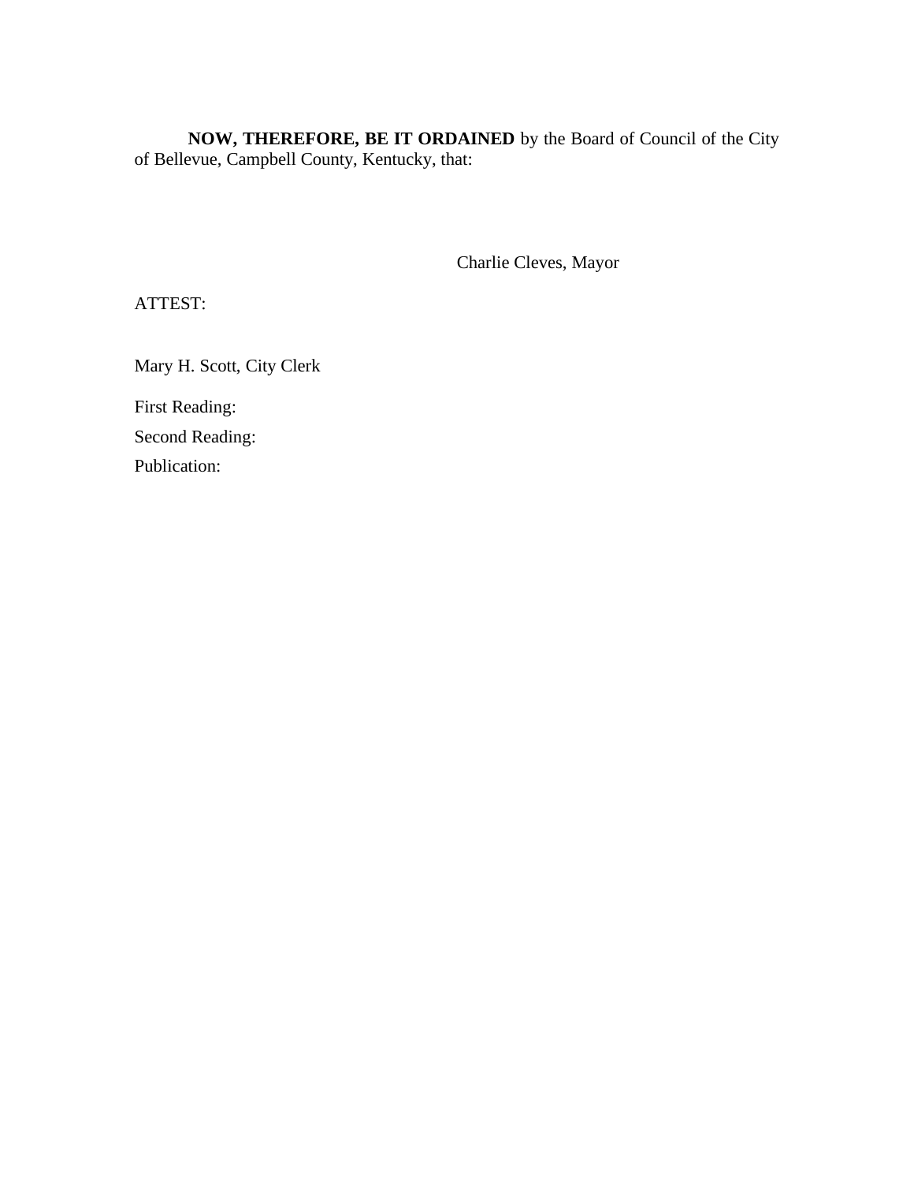**NOW, THEREFORE, BE IT ORDAINED** by the Board of Council of the City of Bellevue, Campbell County, Kentucky, that:

Charlie Cleves, Mayor

ATTEST:

Mary H. Scott, City Clerk

First Reading:

Second Reading:

Publication: